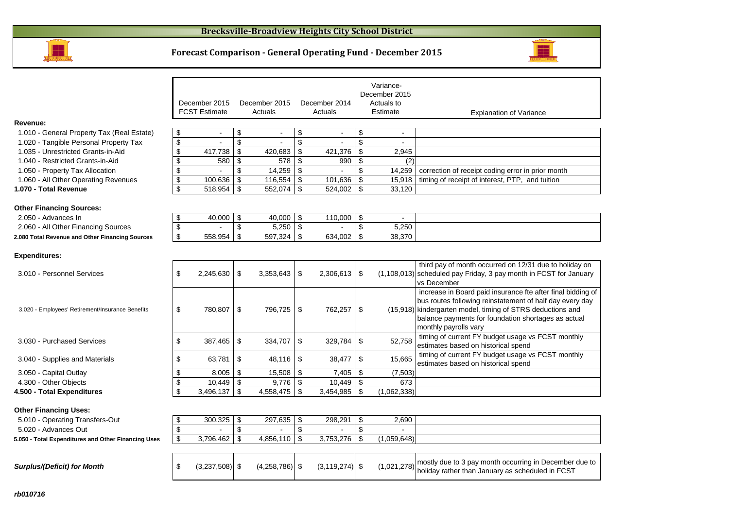# Brecksville-Broadview Heights City School District

## Forecast Comparison - General Operating Fund - December 2015

| | December 2015 FCST Estimate | December 2015 Actuals | December 2014 Actuals | Variance-December 2015 Actuals to Estimate | Explanation of Variance |
|---|---|---|---|---|---|
| **Revenue:** | | | | | |
| 1.010 - General Property Tax (Real Estate) | $ - | $ - | $ - | $ - | |
| 1.020 - Tangible Personal Property Tax | $ - | $ - | $ - | $ - | |
| 1.035 - Unrestricted Grants-in-Aid | $ 417,738 | $ 420,683 | $ 421,376 | $ 2,945 | |
| 1.040 - Restricted Grants-in-Aid | $ 580 | $ 578 | $ 990 | $ (2) | |
| 1.050 - Property Tax Allocation | $ - | $ 14,259 | $ - | $ 14,259 | correction of receipt coding error in prior month |
| 1.060 - All Other Operating Revenues | $ 100,636 | $ 116,554 | $ 101,636 | $ 15,918 | timing of receipt of interest, PTP, and tuition |
| **1.070 - Total Revenue** | $ 518,954 | $ 552,074 | $ 524,002 | $ 33,120 | |
| **Other Financing Sources:** | | | | | |
| 2.050 - Advances In | $ 40,000 | $ 40,000 | $ 110,000 | $ - | |
| 2.060 - All Other Financing Sources | $ - | $ 5,250 | $ - | $ 5,250 | |
| **2.080 Total Revenue and Other Financing Sources** | $ 558,954 | $ 597,324 | $ 634,002 | $ 38,370 | |
| **Expenditures:** | | | | | |
| 3.010 - Personnel Services | $ 2,245,630 | $ 3,353,643 | $ 2,306,613 | $ (1,108,013) | third pay of month occurred on 12/31 due to holiday on scheduled pay Friday, 3 pay month in FCST for January vs December |
| 3.020 - Employees' Retirement/Insurance Benefits | $ 780,807 | $ 796,725 | $ 762,257 | $ (15,918) | increase in Board paid insurance fte after final bidding of bus routes following reinstatement of half day every day kindergarten model, timing of STRS deductions and balance payments for foundation shortages as actual monthly payrolls vary |
| 3.030 - Purchased Services | $ 387,465 | $ 334,707 | $ 329,784 | $ 52,758 | timing of current FY budget usage vs FCST monthly estimates based on historical spend |
| 3.040 - Supplies and Materials | $ 63,781 | $ 48,116 | $ 38,477 | $ 15,665 | timing of current FY budget usage vs FCST monthly estimates based on historical spend |
| 3.050 - Capital Outlay | $ 8,005 | $ 15,508 | $ 7,405 | $ (7,503) | |
| 4.300 - Other Objects | $ 10,449 | $ 9,776 | $ 10,449 | $ 673 | |
| **4.500 - Total Expenditures** | $ 3,496,137 | $ 4,558,475 | $ 3,454,985 | $ (1,062,338) | |
| **Other Financing Uses:** | | | | | |
| 5.010 - Operating Transfers-Out | $ 300,325 | $ 297,635 | $ 298,291 | $ 2,690 | |
| 5.020 - Advances Out | $ - | $ - | $ - | $ - | |
| **5.050 - Total Expenditures and Other Financing Uses** | $ 3,796,462 | $ 4,856,110 | $ 3,753,276 | $ (1,059,648) | |
| ***Surplus/(Deficit) for Month*** | $ (3,237,508) | $ (4,258,786) | $ (3,119,274) | $ (1,021,278) | mostly due to 3 pay month occurring in December due to holiday rather than January as scheduled in FCST |

*rb010716*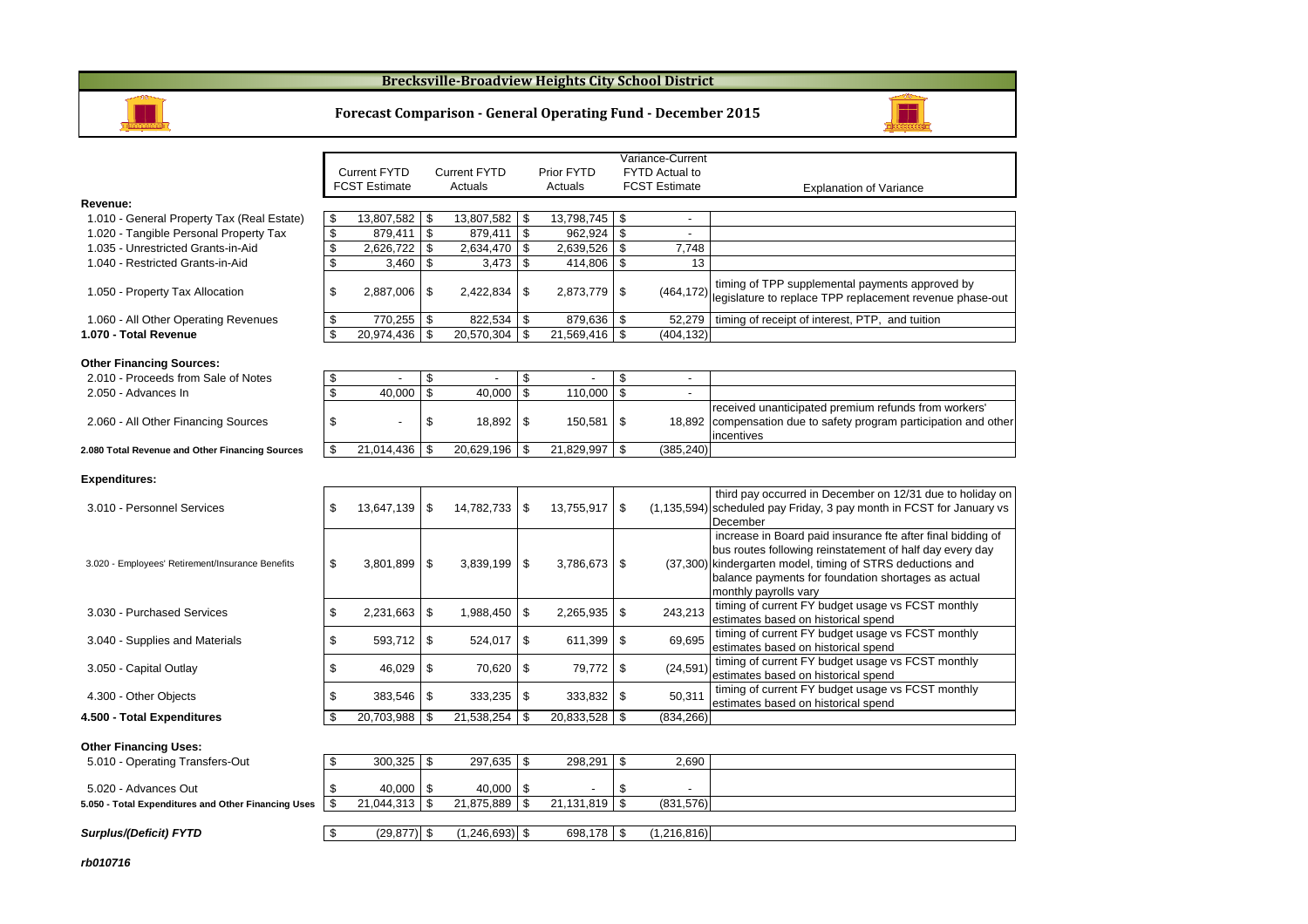# Brecksville-Broadview Heights City School District

## Forecast Comparison - General Operating Fund - December 2015

| | Current FYTD FCST Estimate | Current FYTD Actuals | Prior FYTD Actuals | Variance-Current FYTD Actual to FCST Estimate | Explanation of Variance |
|---|---|---|---|---|---|
| **Revenue:** | | | | | |
| 1.010 - General Property Tax (Real Estate) | $ 13,807,582 | $ 13,807,582 | $ 13,798,745 | $ - | |
| 1.020 - Tangible Personal Property Tax | $ 879,411 | $ 879,411 | $ 962,924 | $ - | |
| 1.035 - Unrestricted Grants-in-Aid | $ 2,626,722 | $ 2,634,470 | $ 2,639,526 | $ 7,748 | |
| 1.040 - Restricted Grants-in-Aid | $ 3,460 | $ 3,473 | $ 414,806 | $ 13 | |
| 1.050 - Property Tax Allocation | $ 2,887,006 | $ 2,422,834 | $ 2,873,779 | $ (464,172) | timing of TPP supplemental payments approved by legislature to replace TPP replacement revenue phase-out |
| 1.060 - All Other Operating Revenues | $ 770,255 | $ 822,534 | $ 879,636 | $ 52,279 | timing of receipt of interest, PTP, and tuition |
| **1.070 - Total Revenue** | $ 20,974,436 | $ 20,570,304 | $ 21,569,416 | $ (404,132) | |
| **Other Financing Sources:** | | | | | |
| 2.010 - Proceeds from Sale of Notes | $ - | $ - | $ - | $ - | |
| 2.050 - Advances In | $ 40,000 | $ 40,000 | $ 110,000 | $ - | |
| 2.060 - All Other Financing Sources | $ - | $ 18,892 | $ 150,581 | $ 18,892 | received unanticipated premium refunds from workers' compensation due to safety program participation and other incentives |
| **2.080 Total Revenue and Other Financing Sources** | $ 21,014,436 | $ 20,629,196 | $ 21,829,997 | $ (385,240) | |
| **Expenditures:** | | | | | |
| 3.010 - Personnel Services | $ 13,647,139 | $ 14,782,733 | $ 13,755,917 | $ (1,135,594) | third pay occurred in December on 12/31 due to holiday on scheduled pay Friday, 3 pay month in FCST for January vs December |
| 3.020 - Employees' Retirement/Insurance Benefits | $ 3,801,899 | $ 3,839,199 | $ 3,786,673 | $ (37,300) | increase in Board paid insurance fte after final bidding of bus routes following reinstatement of half day every day kindergarten model, timing of STRS deductions and balance payments for foundation shortages as actual monthly payrolls vary |
| 3.030 - Purchased Services | $ 2,231,663 | $ 1,988,450 | $ 2,265,935 | $ 243,213 | timing of current FY budget usage vs FCST monthly estimates based on historical spend |
| 3.040 - Supplies and Materials | $ 593,712 | $ 524,017 | $ 611,399 | $ 69,695 | timing of current FY budget usage vs FCST monthly estimates based on historical spend |
| 3.050 - Capital Outlay | $ 46,029 | $ 70,620 | $ 79,772 | $ (24,591) | timing of current FY budget usage vs FCST monthly estimates based on historical spend |
| 4.300 - Other Objects | $ 383,546 | $ 333,235 | $ 333,832 | $ 50,311 | timing of current FY budget usage vs FCST monthly estimates based on historical spend |
| **4.500 - Total Expenditures** | $ 20,703,988 | $ 21,538,254 | $ 20,833,528 | $ (834,266) | |
| **Other Financing Uses:** | | | | | |
| 5.010 - Operating Transfers-Out | $ 300,325 | $ 297,635 | $ 298,291 | $ 2,690 | |
| 5.020 - Advances Out | $ 40,000 | $ 40,000 | $ - | $ - | |
| **5.050 - Total Expenditures and Other Financing Uses** | $ 21,044,313 | $ 21,875,889 | $ 21,131,819 | $ (831,576) | |
| ***Surplus/(Deficit) FYTD*** | $ (29,877) | $ (1,246,693) | $ 698,178 | $ (1,216,816) | |

*rb010716*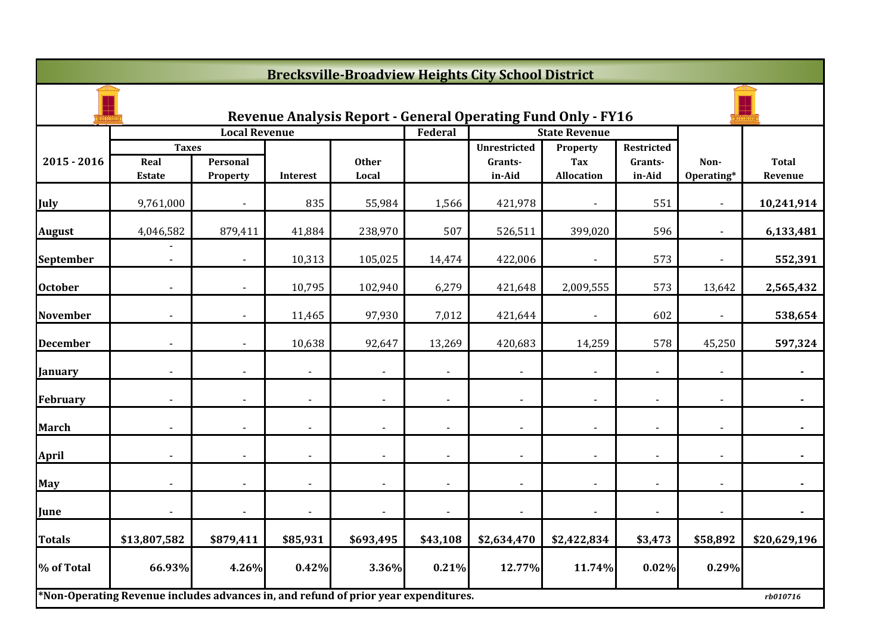# Brecksville-Broadview Heights City School District

## Revenue Analysis Report - General Operating Fund Only - FY16

| 2015 - 2016 | Local Revenue | | | | Federal | State Revenue | | | | |
|---|---|---|---|---|---|---|---|---|---|---|
| | Taxes | | | | | | | | | |
| | Real Estate | Personal Property | Interest | Other Local | | Unrestricted Grants-in-Aid | Property Tax Allocation | Restricted Grants-in-Aid | Non-Operating* | Total Revenue |
| July | 9,761,000 | - | 835 | 55,984 | 1,566 | 421,978 | - | 551 | - | **10,241,914** |
| August | 4,046,582 | 879,411 | 41,884 | 238,970 | 507 | 526,511 | 399,020 | 596 | - | **6,133,481** |
| September | - - | - | 10,313 | 105,025 | 14,474 | 422,006 | - | 573 | - | **552,391** |
| October | - | - | 10,795 | 102,940 | 6,279 | 421,648 | 2,009,555 | 573 | 13,642 | **2,565,432** |
| November | - | - | 11,465 | 97,930 | 7,012 | 421,644 | - | 602 | - | **538,654** |
| December | - | - | 10,638 | 92,647 | 13,269 | 420,683 | 14,259 | 578 | 45,250 | **597,324** |
| January | - | - | - | - | - | - | - | - | - | **-** |
| February | - | - | - | - | - | - | - | - | - | **-** |
| March | - | - | - | - | - | - | - | - | - | **-** |
| April | - | - | - | - | - | - | - | - | - | **-** |
| May | - | - | - | - | - | - | - | - | - | **-** |
| June | - | - | - | - | - | - | - | - | - | **-** |
| **Totals** | **$13,807,582** | **$879,411** | **$85,931** | **$693,495** | **$43,108** | **$2,634,470** | **$2,422,834** | **$3,473** | **$58,892** | **$20,629,196** |
| **% of Total** | **66.93%** | **4.26%** | **0.42%** | **3.36%** | **0.21%** | **12.77%** | **11.74%** | **0.02%** | **0.29%** | |

*Non-Operating Revenue includes advances in, and refund of prior year expenditures.

*rb010716*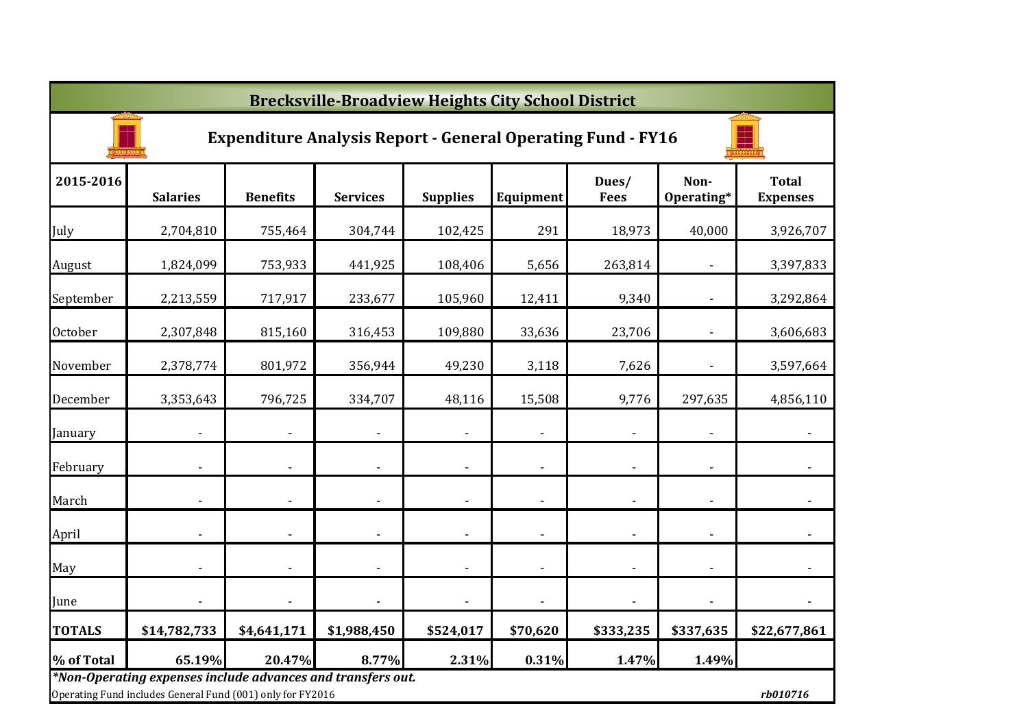# Brecksville-Broadview Heights City School District

## Expenditure Analysis Report - General Operating Fund - FY16

| 2015-2016 | Salaries | Benefits | Services | Supplies | Equipment | Dues/ Fees | Non-Operating* | Total Expenses |
|---|---|---|---|---|---|---|---|---|
| July | 2,704,810 | 755,464 | 304,744 | 102,425 | 291 | 18,973 | 40,000 | 3,926,707 |
| August | 1,824,099 | 753,933 | 441,925 | 108,406 | 5,656 | 263,814 | - | 3,397,833 |
| September | 2,213,559 | 717,917 | 233,677 | 105,960 | 12,411 | 9,340 | - | 3,292,864 |
| October | 2,307,848 | 815,160 | 316,453 | 109,880 | 33,636 | 23,706 | - | 3,606,683 |
| November | 2,378,774 | 801,972 | 356,944 | 49,230 | 3,118 | 7,626 | - | 3,597,664 |
| December | 3,353,643 | 796,725 | 334,707 | 48,116 | 15,508 | 9,776 | 297,635 | 4,856,110 |
| January | - | - | - | - | - | - | - | - |
| February | - | - | - | - | - | - | - | - |
| March | - | - | - | - | - | - | - | - |
| April | - | - | - | - | - | - | - | - |
| May | - | - | - | - | - | - | - | - |
| June | - | - | - | - | - | - | - | - |
| **TOTALS** | **$14,782,733** | **$4,641,171** | **$1,988,450** | **$524,017** | **$70,620** | **$333,235** | **$337,635** | **$22,677,861** |
| **% of Total** | **65.19%** | **20.47%** | **8.77%** | **2.31%** | **0.31%** | **1.47%** | **1.49%** | |

***Non-Operating expenses include advances and transfers out.***

Operating Fund includes General Fund (001) only for FY2016

*rb010716*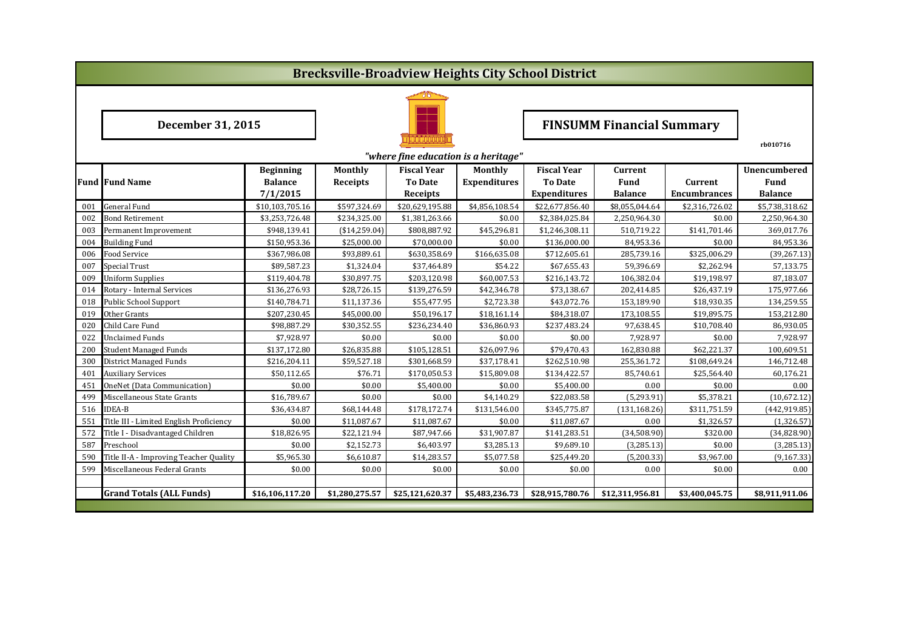# Brecksville-Broadview Heights City School District

**December 31, 2015**

**FINSUMM Financial Summary**

rb010716

*"where fine education is a heritage"*

| Fund | Fund Name | Beginning Balance 7/1/2015 | Monthly Receipts | Fiscal Year To Date Receipts | Monthly Expenditures | Fiscal Year To Date Expenditures | Current Fund Balance | Current Encumbrances | Unencumbered Fund Balance |
|---|---|---|---|---|---|---|---|---|---|
| 001 | General Fund | $10,103,705.16 | $597,324.69 | $20,629,195.88 | $4,856,108.54 | $22,677,856.40 | $8,055,044.64 | $2,316,726.02 | $5,738,318.62 |
| 002 | Bond Retirement | $3,253,726.48 | $234,325.00 | $1,381,263.66 | $0.00 | $2,384,025.84 | 2,250,964.30 | $0.00 | 2,250,964.30 |
| 003 | Permanent Improvement | $948,139.41 | ($14,259.04) | $808,887.92 | $45,296.81 | $1,246,308.11 | 510,719.22 | $141,701.46 | 369,017.76 |
| 004 | Building Fund | $150,953.36 | $25,000.00 | $70,000.00 | $0.00 | $136,000.00 | 84,953.36 | $0.00 | 84,953.36 |
| 006 | Food Service | $367,986.08 | $93,889.61 | $630,358.69 | $166,635.08 | $712,605.61 | 285,739.16 | $325,006.29 | (39,267.13) |
| 007 | Special Trust | $89,587.23 | $1,324.04 | $37,464.89 | $54.22 | $67,655.43 | 59,396.69 | $2,262.94 | 57,133.75 |
| 009 | Uniform Supplies | $119,404.78 | $30,897.75 | $203,120.98 | $60,007.53 | $216,143.72 | 106,382.04 | $19,198.97 | 87,183.07 |
| 014 | Rotary - Internal Services | $136,276.93 | $28,726.15 | $139,276.59 | $42,346.78 | $73,138.67 | 202,414.85 | $26,437.19 | 175,977.66 |
| 018 | Public School Support | $140,784.71 | $11,137.36 | $55,477.95 | $2,723.38 | $43,072.76 | 153,189.90 | $18,930.35 | 134,259.55 |
| 019 | Other Grants | $207,230.45 | $45,000.00 | $50,196.17 | $18,161.14 | $84,318.07 | 173,108.55 | $19,895.75 | 153,212.80 |
| 020 | Child Care Fund | $98,887.29 | $30,352.55 | $236,234.40 | $36,860.93 | $237,483.24 | 97,638.45 | $10,708.40 | 86,930.05 |
| 022 | Unclaimed Funds | $7,928.97 | $0.00 | $0.00 | $0.00 | $0.00 | 7,928.97 | $0.00 | 7,928.97 |
| 200 | Student Managed Funds | $137,172.80 | $26,835.88 | $105,128.51 | $26,097.96 | $79,470.43 | 162,830.88 | $62,221.37 | 100,609.51 |
| 300 | District Managed Funds | $216,204.11 | $59,527.18 | $301,668.59 | $37,178.41 | $262,510.98 | 255,361.72 | $108,649.24 | 146,712.48 |
| 401 | Auxiliary Services | $50,112.65 | $76.71 | $170,050.53 | $15,809.08 | $134,422.57 | 85,740.61 | $25,564.40 | 60,176.21 |
| 451 | OneNet (Data Communication) | $0.00 | $0.00 | $5,400.00 | $0.00 | $5,400.00 | 0.00 | $0.00 | 0.00 |
| 499 | Miscellaneous State Grants | $16,789.67 | $0.00 | $0.00 | $4,140.29 | $22,083.58 | (5,293.91) | $5,378.21 | (10,672.12) |
| 516 | IDEA-B | $36,434.87 | $68,144.48 | $178,172.74 | $131,546.00 | $345,775.87 | (131,168.26) | $311,751.59 | (442,919.85) |
| 551 | Title III - Limited English Proficiency | $0.00 | $11,087.67 | $11,087.67 | $0.00 | $11,087.67 | 0.00 | $1,326.57 | (1,326.57) |
| 572 | Title I - Disadvantaged Children | $18,826.95 | $22,121.94 | $87,947.66 | $31,907.87 | $141,283.51 | (34,508.90) | $320.00 | (34,828.90) |
| 587 | Preschool | $0.00 | $2,152.73 | $6,403.97 | $3,285.13 | $9,689.10 | (3,285.13) | $0.00 | (3,285.13) |
| 590 | Title II-A - Improving Teacher Quality | $5,965.30 | $6,610.87 | $14,283.57 | $5,077.58 | $25,449.20 | (5,200.33) | $3,967.00 | (9,167.33) |
| 599 | Miscellaneous Federal Grants | $0.00 | $0.00 | $0.00 | $0.00 | $0.00 | 0.00 | $0.00 | 0.00 |
| | | | | | | | | | |
| | **Grand Totals (ALL Funds)** | **$16,106,117.20** | **$1,280,275.57** | **$25,121,620.37** | **$5,483,236.73** | **$28,915,780.76** | **$12,311,956.81** | **$3,400,045.75** | **$8,911,911.06** |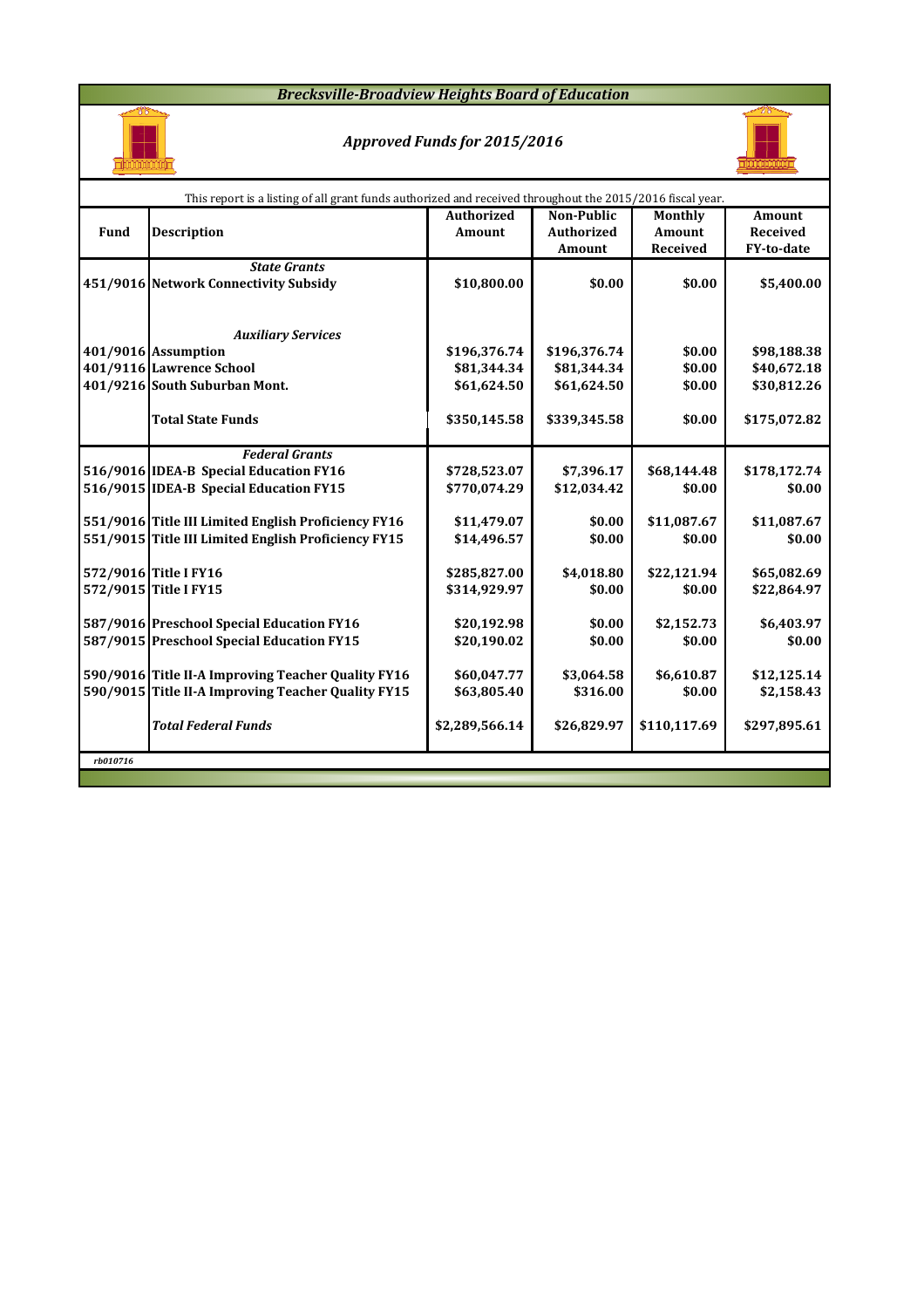# *Brecksville-Broadview Heights Board of Education*

## *Approved Funds for 2015/2016*

This report is a listing of all grant funds authorized and received throughout the 2015/2016 fiscal year.

| Fund | Description | Authorized Amount | Non-Public Authorized Amount | Monthly Amount Received | Amount Received FY-to-date |
|---|---|---|---|---|---|
| | ***State Grants*** | | | | |
| 451/9016 | **Network Connectivity Subsidy** | $10,800.00 | $0.00 | $0.00 | $5,400.00 |
| | ***Auxiliary Services*** | | | | |
| 401/9016 | **Assumption** | $196,376.74 | $196,376.74 | $0.00 | $98,188.38 |
| 401/9116 | **Lawrence School** | $81,344.34 | $81,344.34 | $0.00 | $40,672.18 |
| 401/9216 | **South Suburban Mont.** | $61,624.50 | $61,624.50 | $0.00 | $30,812.26 |
| | **Total State Funds** | $350,145.58 | $339,345.58 | $0.00 | $175,072.82 |
| | ***Federal Grants*** | | | | |
| 516/9016 | **IDEA-B Special Education FY16** | $728,523.07 | $7,396.17 | $68,144.48 | $178,172.74 |
| 516/9015 | **IDEA-B Special Education FY15** | $770,074.29 | $12,034.42 | $0.00 | $0.00 |
| 551/9016 | **Title III Limited English Proficiency FY16** | $11,479.07 | $0.00 | $11,087.67 | $11,087.67 |
| 551/9015 | **Title III Limited English Proficiency FY15** | $14,496.57 | $0.00 | $0.00 | $0.00 |
| 572/9016 | **Title I FY16** | $285,827.00 | $4,018.80 | $22,121.94 | $65,082.69 |
| 572/9015 | **Title I FY15** | $314,929.97 | $0.00 | $0.00 | $22,864.97 |
| 587/9016 | **Preschool Special Education FY16** | $20,192.98 | $0.00 | $2,152.73 | $6,403.97 |
| 587/9015 | **Preschool Special Education FY15** | $20,190.02 | $0.00 | $0.00 | $0.00 |
| 590/9016 | **Title II-A Improving Teacher Quality FY16** | $60,047.77 | $3,064.58 | $6,610.87 | $12,125.14 |
| 590/9015 | **Title II-A Improving Teacher Quality FY15** | $63,805.40 | $316.00 | $0.00 | $2,158.43 |
| | ***Total Federal Funds*** | $2,289,566.14 | $26,829.97 | $110,117.69 | $297,895.61 |

*rb010716*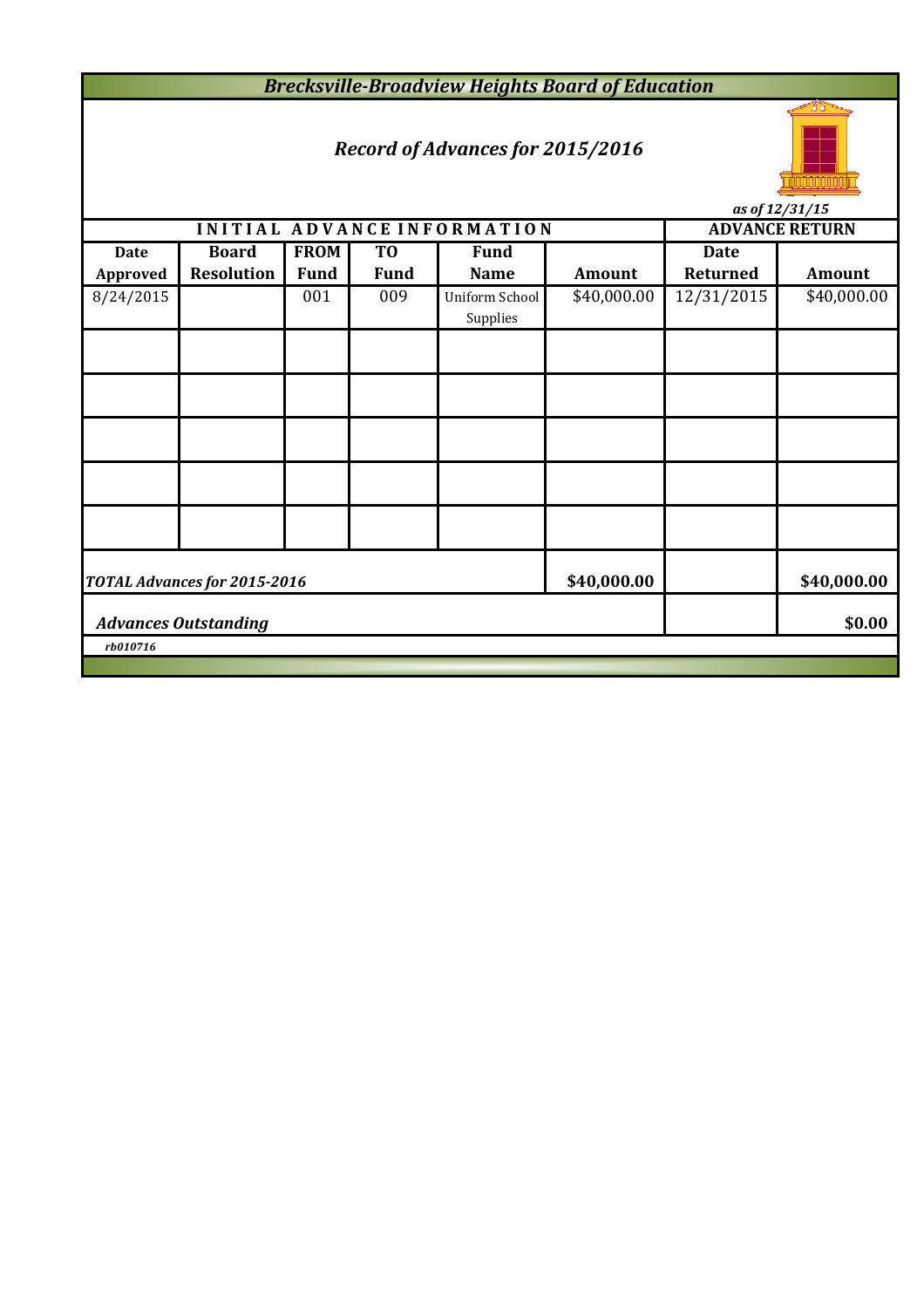# Brecksville-Broadview Heights Board of Education

## *Record of Advances for 2015/2016*

*as of 12/31/15*

| INITIAL ADVANCE INFORMATION | | | | | | ADVANCE RETURN | |
|---|---|---|---|---|---|---|---|
| **Date Approved** | **Board Resolution** | **FROM Fund** | **TO Fund** | **Fund Name** | **Amount** | **Date Returned** | **Amount** |
| 8/24/2015 | | 001 | 009 | Uniform School Supplies | $40,000.00 | 12/31/2015 | $40,000.00 |
| | | | | | | | |
| | | | | | | | |
| | | | | | | | |
| | | | | | | | |
| | | | | | | | |
| ***TOTAL Advances for 2015-2016*** | | | | | **$40,000.00** | | **$40,000.00** |
| ***Advances Outstanding*** | | | | | | | **$0.00** |

*rb010716*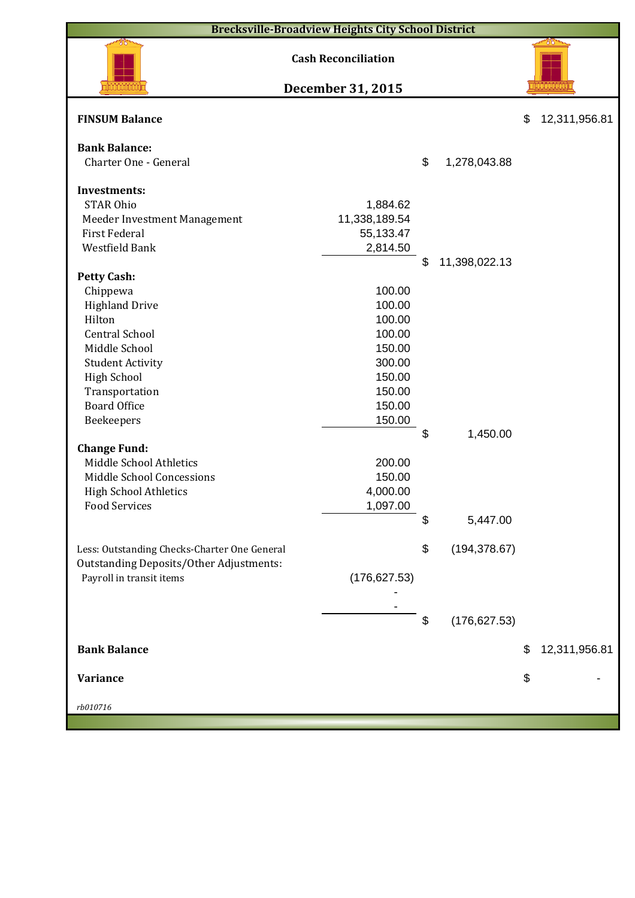# Brecksville-Broadview Heights City School District

## Cash Reconciliation

## December 31, 2015

| | | | |
|---|---|---|---|
| **FINSUM Balance** | | | $ 12,311,956.81 |
| **Bank Balance:** | | | |
| Charter One - General | | $ 1,278,043.88 | |
| **Investments:** | | | |
| STAR Ohio | 1,884.62 | | |
| Meeder Investment Management | 11,338,189.54 | | |
| First Federal | 55,133.47 | | |
| Westfield Bank | 2,814.50 | | |
| | | $ 11,398,022.13 | |
| **Petty Cash:** | | | |
| Chippewa | 100.00 | | |
| Highland Drive | 100.00 | | |
| Hilton | 100.00 | | |
| Central School | 100.00 | | |
| Middle School | 150.00 | | |
| Student Activity | 300.00 | | |
| High School | 150.00 | | |
| Transportation | 150.00 | | |
| Board Office | 150.00 | | |
| Beekeepers | 150.00 | | |
| | | $ 1,450.00 | |
| **Change Fund:** | | | |
| Middle School Athletics | 200.00 | | |
| Middle School Concessions | 150.00 | | |
| High School Athletics | 4,000.00 | | |
| Food Services | 1,097.00 | | |
| | | $ 5,447.00 | |
| Less: Outstanding Checks-Charter One General | | $ (194,378.67) | |
| Outstanding Deposits/Other Adjustments: | | | |
| Payroll in transit items | (176,627.53) | | |
| | - | | |
| | - | | |
| | | $ (176,627.53) | |
| **Bank Balance** | | | $ 12,311,956.81 |
| **Variance** | | | $ - |

*rb010716*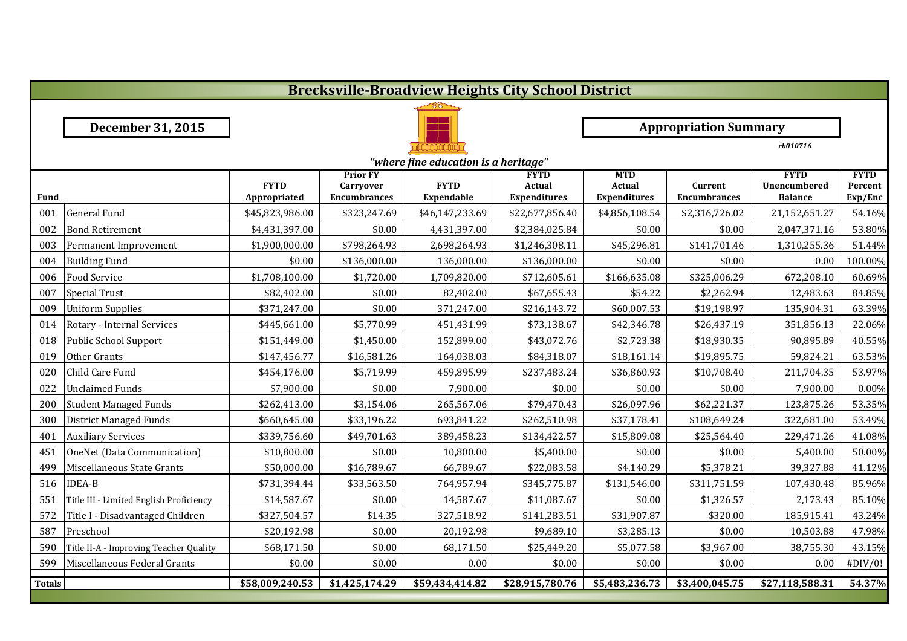# Brecksville-Broadview Heights City School District

**December 31, 2015**

**Appropriation Summary**

*rb010716*

*"where fine education is a heritage"*

| Fund | | FYTD Appropriated | Prior FY Carryover Encumbrances | FYTD Expendable | FYTD Actual Expenditures | MTD Actual Expenditures | Current Encumbrances | FYTD Unencumbered Balance | FYTD Percent Exp/Enc |
|---|---|---|---|---|---|---|---|---|---|
| 001 | General Fund | $45,823,986.00 | $323,247.69 | $46,147,233.69 | $22,677,856.40 | $4,856,108.54 | $2,316,726.02 | 21,152,651.27 | 54.16% |
| 002 | Bond Retirement | $4,431,397.00 | $0.00 | 4,431,397.00 | $2,384,025.84 | $0.00 | $0.00 | 2,047,371.16 | 53.80% |
| 003 | Permanent Improvement | $1,900,000.00 | $798,264.93 | 2,698,264.93 | $1,246,308.11 | $45,296.81 | $141,701.46 | 1,310,255.36 | 51.44% |
| 004 | Building Fund | $0.00 | $136,000.00 | 136,000.00 | $136,000.00 | $0.00 | $0.00 | 0.00 | 100.00% |
| 006 | Food Service | $1,708,100.00 | $1,720.00 | 1,709,820.00 | $712,605.61 | $166,635.08 | $325,006.29 | 672,208.10 | 60.69% |
| 007 | Special Trust | $82,402.00 | $0.00 | 82,402.00 | $67,655.43 | $54.22 | $2,262.94 | 12,483.63 | 84.85% |
| 009 | Uniform Supplies | $371,247.00 | $0.00 | 371,247.00 | $216,143.72 | $60,007.53 | $19,198.97 | 135,904.31 | 63.39% |
| 014 | Rotary - Internal Services | $445,661.00 | $5,770.99 | 451,431.99 | $73,138.67 | $42,346.78 | $26,437.19 | 351,856.13 | 22.06% |
| 018 | Public School Support | $151,449.00 | $1,450.00 | 152,899.00 | $43,072.76 | $2,723.38 | $18,930.35 | 90,895.89 | 40.55% |
| 019 | Other Grants | $147,456.77 | $16,581.26 | 164,038.03 | $84,318.07 | $18,161.14 | $19,895.75 | 59,824.21 | 63.53% |
| 020 | Child Care Fund | $454,176.00 | $5,719.99 | 459,895.99 | $237,483.24 | $36,860.93 | $10,708.40 | 211,704.35 | 53.97% |
| 022 | Unclaimed Funds | $7,900.00 | $0.00 | 7,900.00 | $0.00 | $0.00 | $0.00 | 7,900.00 | 0.00% |
| 200 | Student Managed Funds | $262,413.00 | $3,154.06 | 265,567.06 | $79,470.43 | $26,097.96 | $62,221.37 | 123,875.26 | 53.35% |
| 300 | District Managed Funds | $660,645.00 | $33,196.22 | 693,841.22 | $262,510.98 | $37,178.41 | $108,649.24 | 322,681.00 | 53.49% |
| 401 | Auxiliary Services | $339,756.60 | $49,701.63 | 389,458.23 | $134,422.57 | $15,809.08 | $25,564.40 | 229,471.26 | 41.08% |
| 451 | OneNet (Data Communication) | $10,800.00 | $0.00 | 10,800.00 | $5,400.00 | $0.00 | $0.00 | 5,400.00 | 50.00% |
| 499 | Miscellaneous State Grants | $50,000.00 | $16,789.67 | 66,789.67 | $22,083.58 | $4,140.29 | $5,378.21 | 39,327.88 | 41.12% |
| 516 | IDEA-B | $731,394.44 | $33,563.50 | 764,957.94 | $345,775.87 | $131,546.00 | $311,751.59 | 107,430.48 | 85.96% |
| 551 | Title III - Limited English Proficiency | $14,587.67 | $0.00 | 14,587.67 | $11,087.67 | $0.00 | $1,326.57 | 2,173.43 | 85.10% |
| 572 | Title I - Disadvantaged Children | $327,504.57 | $14.35 | 327,518.92 | $141,283.51 | $31,907.87 | $320.00 | 185,915.41 | 43.24% |
| 587 | Preschool | $20,192.98 | $0.00 | 20,192.98 | $9,689.10 | $3,285.13 | $0.00 | 10,503.88 | 47.98% |
| 590 | Title II-A - Improving Teacher Quality | $68,171.50 | $0.00 | 68,171.50 | $25,449.20 | $5,077.58 | $3,967.00 | 38,755.30 | 43.15% |
| 599 | Miscellaneous Federal Grants | $0.00 | $0.00 | 0.00 | $0.00 | $0.00 | $0.00 | 0.00 | #DIV/0! |
| **Totals** | | **$58,009,240.53** | **$1,425,174.29** | **$59,434,414.82** | **$28,915,780.76** | **$5,483,236.73** | **$3,400,045.75** | **$27,118,588.31** | **54.37%** |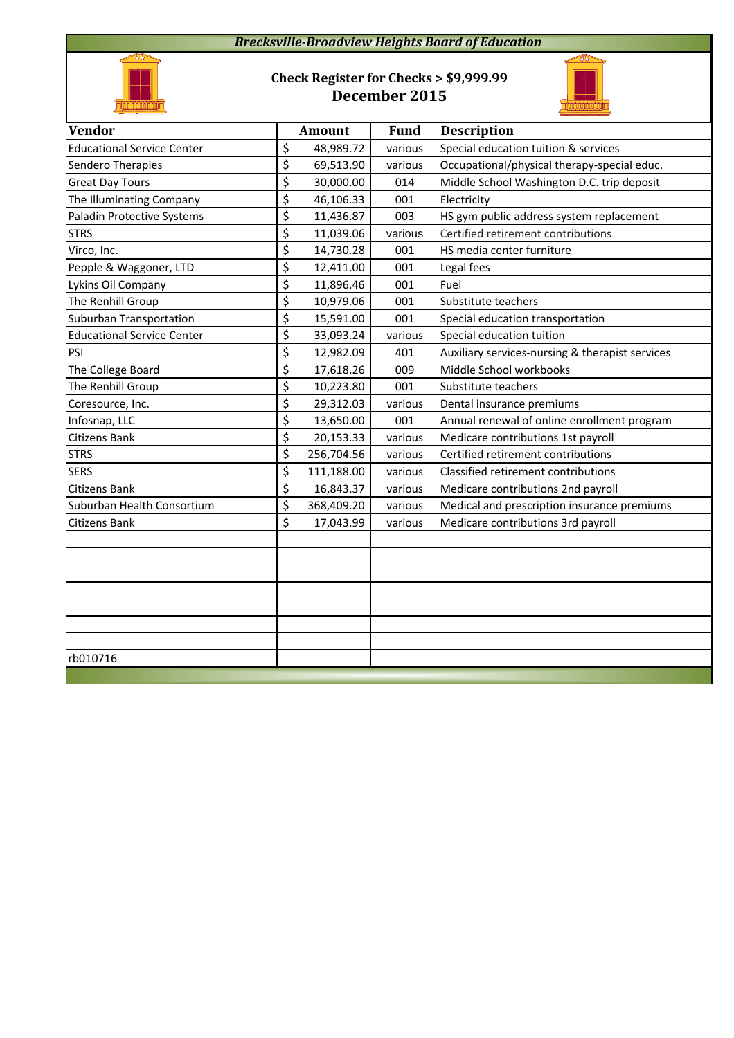*Brecksville-Broadview Heights Board of Education*

**Check Register for Checks > $9,999.99**
**December 2015**

| Vendor | Amount | Fund | Description |
|---|---|---|---|
| Educational Service Center | $ 48,989.72 | various | Special education tuition & services |
| Sendero Therapies | $ 69,513.90 | various | Occupational/physical therapy-special educ. |
| Great Day Tours | $ 30,000.00 | 014 | Middle School Washington D.C. trip deposit |
| The Illuminating Company | $ 46,106.33 | 001 | Electricity |
| Paladin Protective Systems | $ 11,436.87 | 003 | HS gym public address system replacement |
| STRS | $ 11,039.06 | various | Certified retirement contributions |
| Virco, Inc. | $ 14,730.28 | 001 | HS media center furniture |
| Pepple & Waggoner, LTD | $ 12,411.00 | 001 | Legal fees |
| Lykins Oil Company | $ 11,896.46 | 001 | Fuel |
| The Renhill Group | $ 10,979.06 | 001 | Substitute teachers |
| Suburban Transportation | $ 15,591.00 | 001 | Special education transportation |
| Educational Service Center | $ 33,093.24 | various | Special education tuition |
| PSI | $ 12,982.09 | 401 | Auxiliary services-nursing & therapist services |
| The College Board | $ 17,618.26 | 009 | Middle School workbooks |
| The Renhill Group | $ 10,223.80 | 001 | Substitute teachers |
| Coresource, Inc. | $ 29,312.03 | various | Dental insurance premiums |
| Infosnap, LLC | $ 13,650.00 | 001 | Annual renewal of online enrollment program |
| Citizens Bank | $ 20,153.33 | various | Medicare contributions 1st payroll |
| STRS | $ 256,704.56 | various | Certified retirement contributions |
| SERS | $ 111,188.00 | various | Classified retirement contributions |
| Citizens Bank | $ 16,843.37 | various | Medicare contributions 2nd payroll |
| Suburban Health Consortium | $ 368,409.20 | various | Medical and prescription insurance premiums |
| Citizens Bank | $ 17,043.99 | various | Medicare contributions 3rd payroll |
| | | | |
| | | | |
| | | | |
| | | | |
| | | | |
| | | | |
| | | | |
| rb010716 | | | |